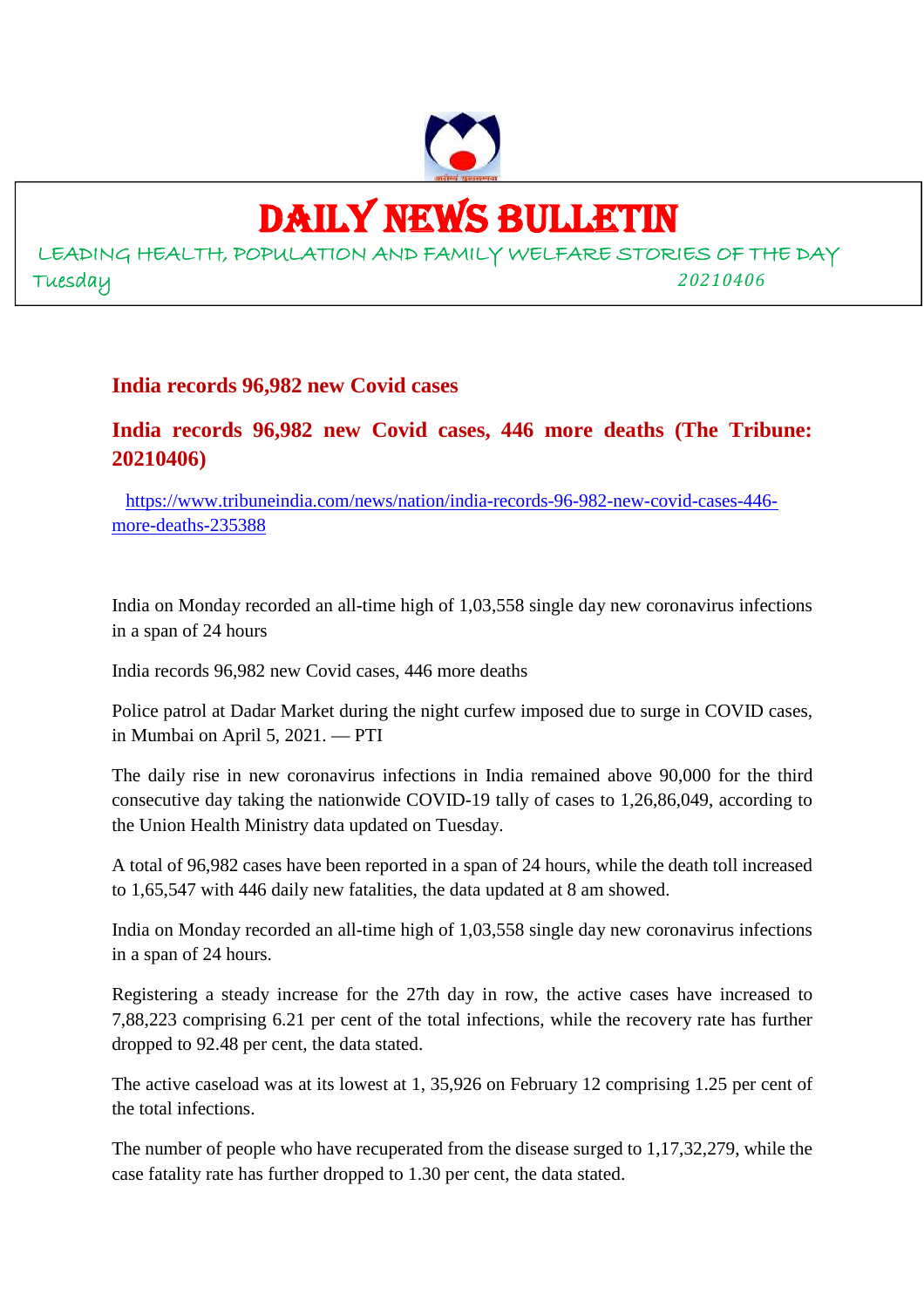# DAILY NEWS BULLETIN

LEADING HEALTH, POPULATION AND FAMILY WELFARE STORIES OF THE DAY

Tuesday 20210406

## India records 96,982 new Covid cases

## India records 96,982 new Covid cases, 446 more deaths (The Tribune: 20210406)

https://www.tribuneindia.com/news/nation/india-records-96-982-new-covid-cases-446-more-deaths-235388

India on Monday recorded an all-time high of 1,03,558 single day new coronavirus infections in a span of 24 hours

India records 96,982 new Covid cases, 446 more deaths

Police patrol at Dadar Market during the night curfew imposed due to surge in COVID cases, in Mumbai on April 5, 2021. — PTI

The daily rise in new coronavirus infections in India remained above 90,000 for the third consecutive day taking the nationwide COVID-19 tally of cases to 1,26,86,049, according to the Union Health Ministry data updated on Tuesday.

A total of 96,982 cases have been reported in a span of 24 hours, while the death toll increased to 1,65,547 with 446 daily new fatalities, the data updated at 8 am showed.

India on Monday recorded an all-time high of 1,03,558 single day new coronavirus infections in a span of 24 hours.

Registering a steady increase for the 27th day in row, the active cases have increased to 7,88,223 comprising 6.21 per cent of the total infections, while the recovery rate has further dropped to 92.48 per cent, the data stated.

The active caseload was at its lowest at 1, 35,926 on February 12 comprising 1.25 per cent of the total infections.

The number of people who have recuperated from the disease surged to 1,17,32,279, while the case fatality rate has further dropped to 1.30 per cent, the data stated.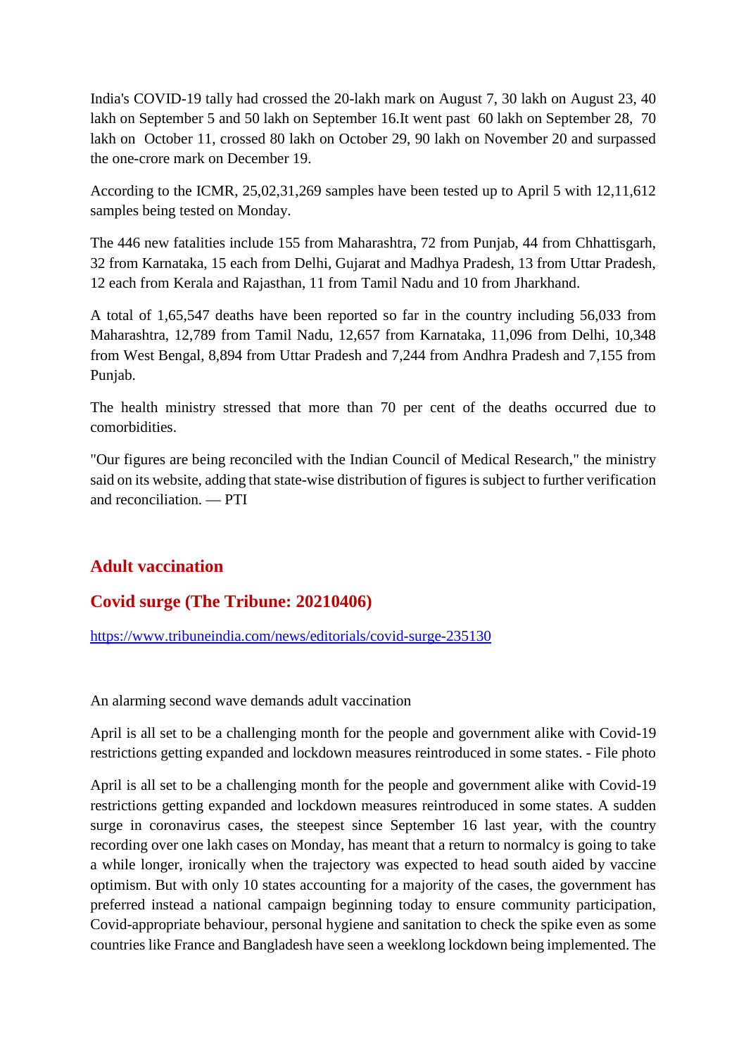India's COVID-19 tally had crossed the 20-lakh mark on August 7, 30 lakh on August 23, 40 lakh on September 5 and 50 lakh on September 16.It went past 60 lakh on September 28, 70 lakh on October 11, crossed 80 lakh on October 29, 90 lakh on November 20 and surpassed the one-crore mark on December 19.

According to the ICMR, 25,02,31,269 samples have been tested up to April 5 with 12,11,612 samples being tested on Monday.

The 446 new fatalities include 155 from Maharashtra, 72 from Punjab, 44 from Chhattisgarh, 32 from Karnataka, 15 each from Delhi, Gujarat and Madhya Pradesh, 13 from Uttar Pradesh, 12 each from Kerala and Rajasthan, 11 from Tamil Nadu and 10 from Jharkhand.

A total of 1,65,547 deaths have been reported so far in the country including 56,033 from Maharashtra, 12,789 from Tamil Nadu, 12,657 from Karnataka, 11,096 from Delhi, 10,348 from West Bengal, 8,894 from Uttar Pradesh and 7,244 from Andhra Pradesh and 7,155 from Punjab.

The health ministry stressed that more than 70 per cent of the deaths occurred due to comorbidities.

"Our figures are being reconciled with the Indian Council of Medical Research," the ministry said on its website, adding that state-wise distribution of figures is subject to further verification and reconciliation. — PTI

## Adult vaccination

## Covid surge (The Tribune: 20210406)

https://www.tribuneindia.com/news/editorials/covid-surge-235130

An alarming second wave demands adult vaccination

April is all set to be a challenging month for the people and government alike with Covid-19 restrictions getting expanded and lockdown measures reintroduced in some states. - File photo

April is all set to be a challenging month for the people and government alike with Covid-19 restrictions getting expanded and lockdown measures reintroduced in some states. A sudden surge in coronavirus cases, the steepest since September 16 last year, with the country recording over one lakh cases on Monday, has meant that a return to normalcy is going to take a while longer, ironically when the trajectory was expected to head south aided by vaccine optimism. But with only 10 states accounting for a majority of the cases, the government has preferred instead a national campaign beginning today to ensure community participation, Covid-appropriate behaviour, personal hygiene and sanitation to check the spike even as some countries like France and Bangladesh have seen a weeklong lockdown being implemented. The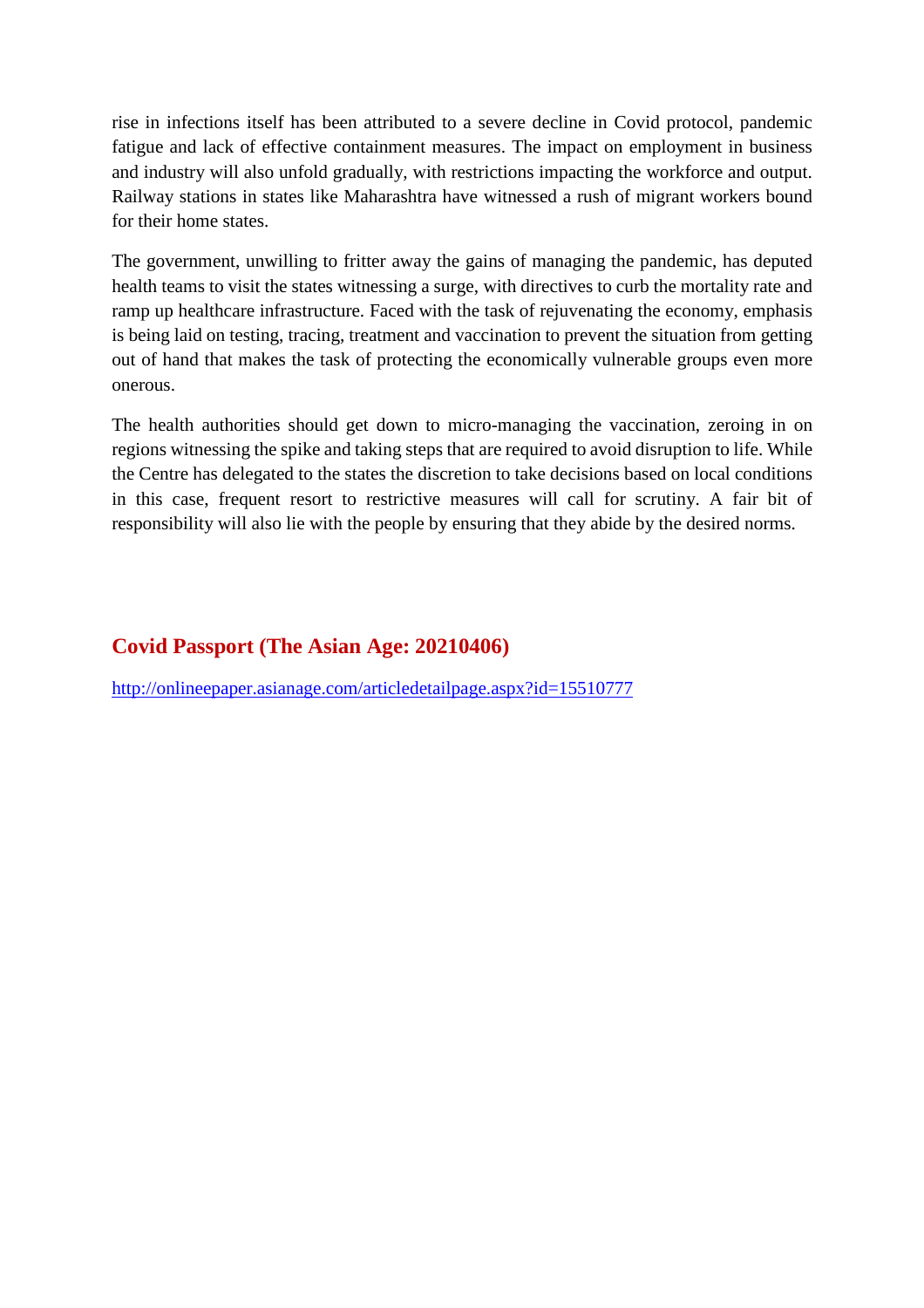rise in infections itself has been attributed to a severe decline in Covid protocol, pandemic fatigue and lack of effective containment measures. The impact on employment in business and industry will also unfold gradually, with restrictions impacting the workforce and output. Railway stations in states like Maharashtra have witnessed a rush of migrant workers bound for their home states.

The government, unwilling to fritter away the gains of managing the pandemic, has deputed health teams to visit the states witnessing a surge, with directives to curb the mortality rate and ramp up healthcare infrastructure. Faced with the task of rejuvenating the economy, emphasis is being laid on testing, tracing, treatment and vaccination to prevent the situation from getting out of hand that makes the task of protecting the economically vulnerable groups even more onerous.

The health authorities should get down to micro-managing the vaccination, zeroing in on regions witnessing the spike and taking steps that are required to avoid disruption to life. While the Centre has delegated to the states the discretion to take decisions based on local conditions in this case, frequent resort to restrictive measures will call for scrutiny. A fair bit of responsibility will also lie with the people by ensuring that they abide by the desired norms.

## Covid Passport (The Asian Age: 20210406)

http://onlineepaper.asianage.com/articledetailpage.aspx?id=15510777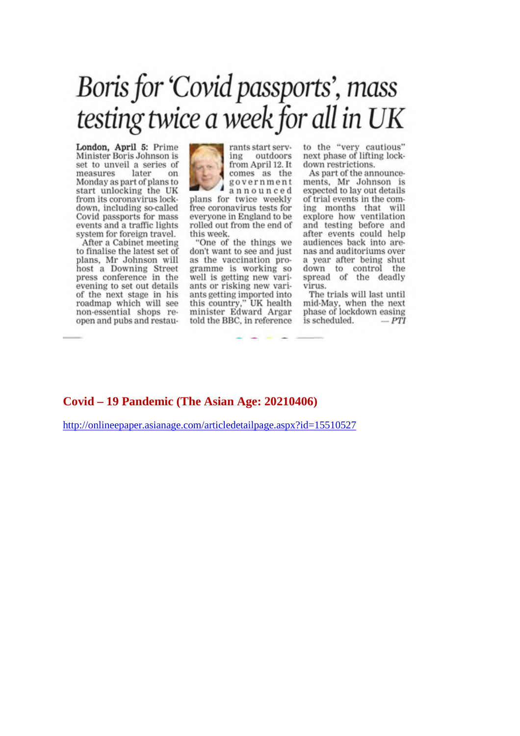# Boris for 'Covid passports', mass testing twice a week for all in UK

**London, April 5:** Prime Minister Boris Johnson is set to unveil a series of measures later on Monday as part of plans to start unlocking the UK from its coronavirus lockdown, including so-called Covid passports for mass events and a traffic lights system for foreign travel.

After a Cabinet meeting to finalise the latest set of plans, Mr Johnson will host a Downing Street press conference in the evening to set out details of the next stage in his roadmap which will see non-essential shops reopen and pubs and restaurants start serving outdoors from April 12. It comes as the government announced plans for twice weekly free coronavirus tests for everyone in England to be rolled out from the end of this week.

"One of the things we don't want to see and just as the vaccination programme is working so well is getting new variants or risking new variants getting imported into this country," UK health minister Edward Argar told the BBC, in reference to the "very cautious" next phase of lifting lockdown restrictions.

As part of the announcements, Mr Johnson is expected to lay out details of trial events in the coming months that will explore how ventilation and testing before and after events could help audiences back into arenas and auditoriums over a year after being shut down to control the spread of the deadly virus.

The trials will last until mid-May, when the next phase of lockdown easing is scheduled. — *PTI*

**Covid – 19 Pandemic (The Asian Age: 20210406)**

http://onlineepaper.asianage.com/articledetailpage.aspx?id=15510527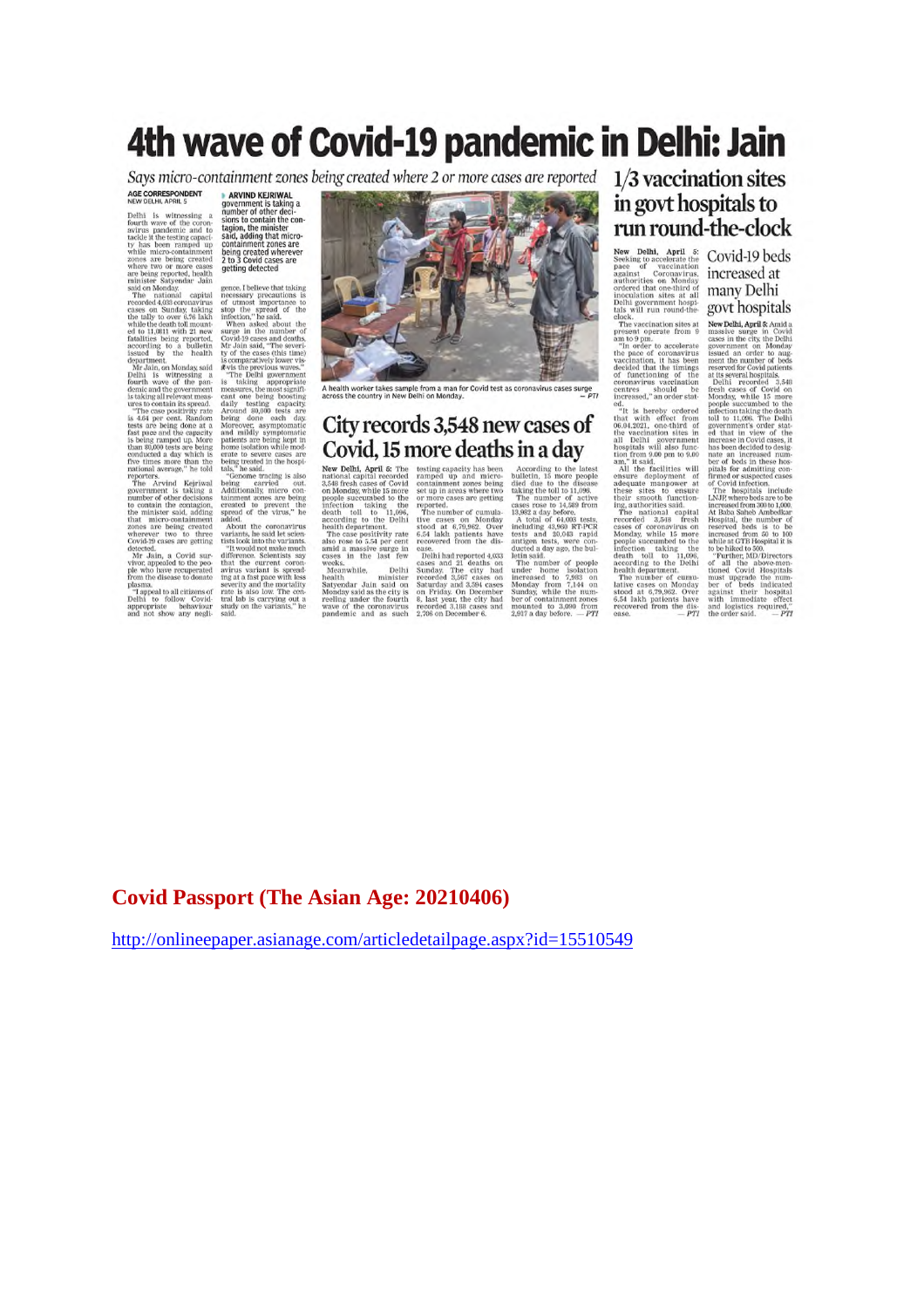# 4th wave of Covid-19 pandemic in Delhi: Jain

*Says micro-containment zones being created where 2 or more cases are reported*

AGE CORRESPONDENT
NEW DELHI, APRIL 5

Delhi is witnessing a fourth wave of the coronavirus pandemic and to tackle it the testing capacity has been ramped up while micro-containment zones are being created where two or more cases are being reported, health minister Satyendar Jain said on Monday.

The national capital recorded 4,033 coronavirus cases on Sunday, taking the tally to over 6.76 lakh while the death toll mounted to 11,0811 with 21 new fatalities being reported, according to a bulletin issued by the health department.

Mr Jain, on Monday, said Delhi is witnessing a fourth wave of the pandemic and the government is taking all relevant measures to contain its spread.

"The case positivity rate is 4.64 per cent. Random tests are being done at a fast pace and the capacity is being ramped up. More than 80,000 tests are being conducted a day which is five times more than the national average," he told reporters.

The Arvind Kejriwal government is taking a number of other decisions to contain the contagion, the minister said, adding that micro-containment zones are being created wherever two to three Covid-19 cases are getting detected.

Mr Jain, a Covid survivor, appealed to the people who have recuperated from the disease to donate plasma.

"I appeal to all citizens of Delhi to follow Covid-appropriate behaviour and not show any negligence. I believe that taking necessary precautions is of utmost importance to stop the spread of the infection," he said.

When asked about the surge in the number of Covid-19 cases and deaths, Mr Jain said, "The severity of the cases (this time) is comparatively lower vis-à-vis the previous waves."

"The Delhi government is taking appropriate measures, the most significant one being boosting daily testing capacity. Around 80,000 tests are being done each day. Moreover, asymptomatic and mildly symptomatic patients are being kept in home isolation while moderate to severe cases are being treated in the hospitals," he said.

"Genome tracing is also being carried out. Additionally, micro containment zones are being created to prevent the spread of the virus," he added.

About the coronavirus variants, he said let scientists look into the variants. "It would not make much difference. Scientists say that the current coronavirus variant is spreading at a fast pace with less severity and the mortality rate is also low. The central lab is carrying out a study on the variants," he said.

**ARVIND KEJRIWAL government is taking a number of other decisions to contain the contagion, the minister said, adding that micro-containment zones are being created wherever 2 to 3 Covid cases are getting detected**

A health worker takes sample from a man for Covid test as coronavirus cases surge across the country in New Delhi on Monday. — PTI

## City records 3,548 new cases of Covid, 15 more deaths in a day

New Delhi, April 5: The national capital recorded 3,548 fresh cases of Covid on Monday, while 15 more people succumbed to the infection taking the death toll to 11,096, according to the Delhi health department.

The case positivity rate also rose to 5.54 per cent amid a massive surge in cases in the last few weeks.

Meanwhile, Delhi health minister Satyendar Jain said on Monday said as the city is reeling under the fourth wave of the coronavirus pandemic and as such testing capacity has been ramped up and micro-containment zones being set up in areas where two or more cases are getting reported.

The number of cumulative cases on Monday stood at 6,79,962. Over 6.54 lakh patients have recovered from the disease.

Delhi had reported 4,033 cases and 21 deaths on Sunday. The city had recorded 3,567 cases on Saturday and 3,594 cases on Friday. On December 8, last year, the city had recorded 3,188 cases and 2,706 on December 6.

According to the latest bulletin, 15 more people died due to the disease taking the toll to 11,096.

The number of active cases rose to 14,589 from 13,982 a day before.

A total of 64,003 tests, including 43,960 RT-PCR tests and 20,043 rapid antigen tests, were conducted a day ago, the bulletin said.

The number of people under home isolation increased to 7,983 on Monday from 7,144 on Sunday, while the number of containment zones mounted to 3,090 from 2,917 a day before. — PTI

## 1/3 vaccination sites in govt hospitals to run round-the-clock

New Delhi, April 5: Seeking to accelerate the pace of vaccination against Coronavirus, authorities on Monday ordered that one-third of inoculation sites at all Delhi government hospitals will run round-the-clock.

The vaccination sites at present operate from 9 am to 9 pm.

"In order to accelerate the pace of coronavirus vaccination, it has been decided that the timings of functioning of the coronavirus vaccination centres should be increased," an order stated.

"It is hereby ordered that with effect from 06.04.2021, one-third of the vaccination sites in all Delhi government hospitals will also function from 9.00 pm to 9.00 am," it said.

All the facilities will ensure deployment of adequate manpower at these sites to ensure their smooth functioning, authorities said.

The national capital recorded 3,548 fresh cases of coronavirus on Monday, while 15 more people succumbed to the infection taking the death toll to 11,096, according to the Delhi health department.

The number of cumulative cases on Monday stood at 6,79,962. Over 6.54 lakh patients have recovered from the disease. — PTI

## Covid-19 beds increased at many Delhi govt hospitals

New Delhi, April 5: Amid a massive surge in Covid cases in the city, the Delhi government on Monday issued an order to augment the number of beds reserved for Covid patients at its several hospitals.

Delhi recorded 3,548 fresh cases of Covid on Monday, while 15 more people succumbed to the infection taking the death toll to 11,096. The Delhi government's order stated that in view of the increase in Covid cases, it has been decided to designate an increased number of beds in these hospitals for admitting confirmed or suspected cases of Covid infection.

The hospitals include LNJP, where beds are to be increased from 300 to 1,000. At Baba Saheb Ambedkar Hospital, the number of reserved beds is to be increased from 50 to 100 while at GTB Hospital it is to be hiked to 500.

"Further, MD/Directors of all the above-mentioned Covid Hospitals must upgrade the number of beds indicated against their hospital with immediate effect and logistics required," the order said. — PTI

## Covid Passport (The Asian Age: 20210406)

http://onlineepaper.asianage.com/articledetailpage.aspx?id=15510549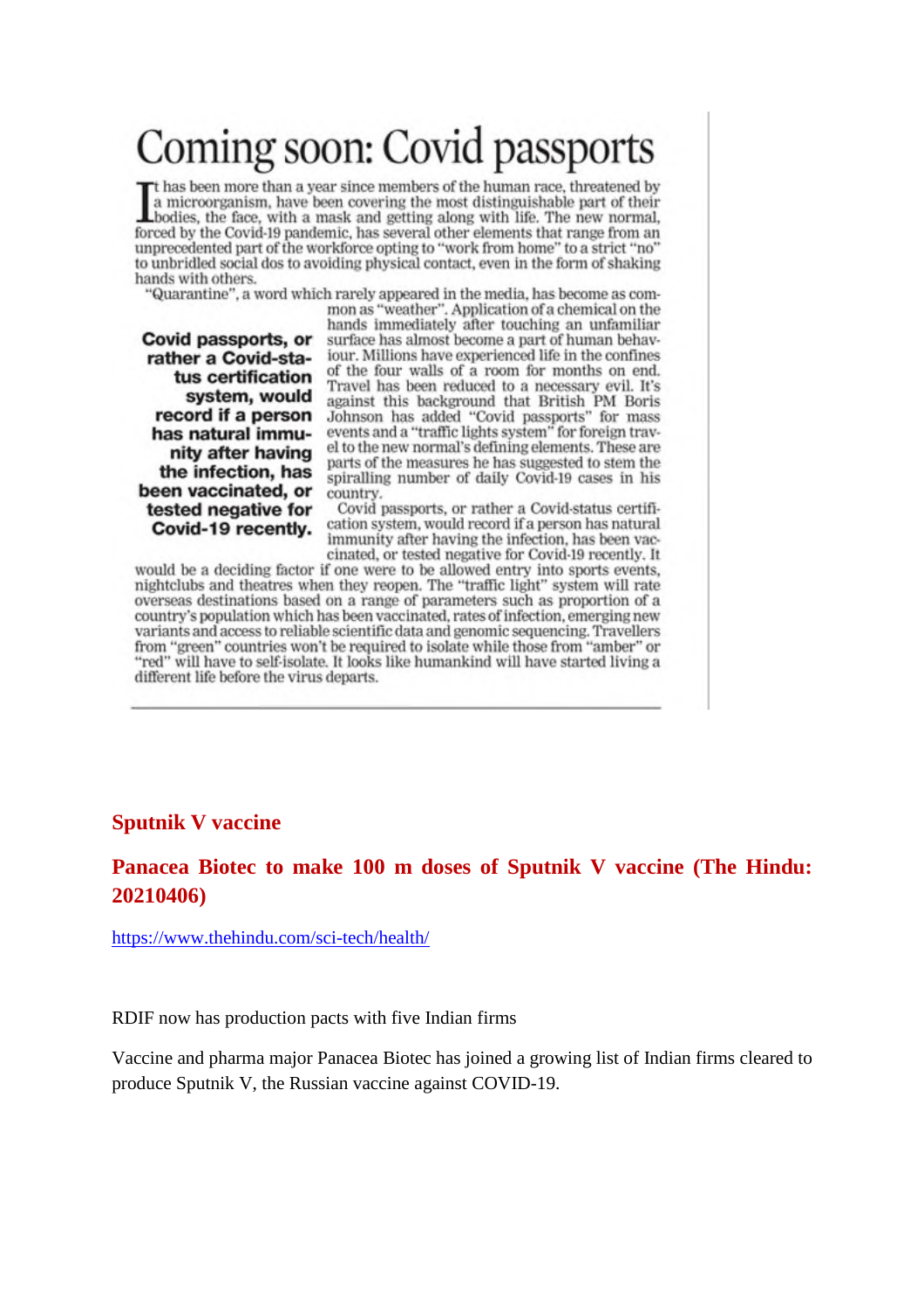# Coming soon: Covid passports

It has been more than a year since members of the human race, threatened by a microorganism, have been covering the most distinguishable part of their bodies, the face, with a mask and getting along with life. The new normal, forced by the Covid-19 pandemic, has several other elements that range from an unprecedented part of the workforce opting to "work from home" to a strict "no" to unbridled social dos to avoiding physical contact, even in the form of shaking hands with others.

"Quarantine", a word which rarely appeared in the media, has become as common as "weather". Application of a chemical on the hands immediately after touching an unfamiliar surface has almost become a part of human behaviour. Millions have experienced life in the confines of the four walls of a room for months on end. Travel has been reduced to a necessary evil. It's against this background that British PM Boris Johnson has added "Covid passports" for mass events and a "traffic lights system" for foreign travel to the new normal's defining elements. These are parts of the measures he has suggested to stem the spiralling number of daily Covid-19 cases in his country.

**Covid passports, or rather a Covid-status certification system, would record if a person has natural immunity after having the infection, has been vaccinated, or tested negative for Covid-19 recently.**

Covid passports, or rather a Covid-status certification system, would record if a person has natural immunity after having the infection, has been vaccinated, or tested negative for Covid-19 recently. It would be a deciding factor if one were to be allowed entry into sports events, nightclubs and theatres when they reopen. The "traffic light" system will rate overseas destinations based on a range of parameters such as proportion of a country's population which has been vaccinated, rates of infection, emerging new variants and access to reliable scientific data and genomic sequencing. Travellers from "green" countries won't be required to isolate while those from "amber" or "red" will have to self-isolate. It looks like humankind will have started living a different life before the virus departs.

## Sputnik V vaccine

### Panacea Biotec to make 100 m doses of Sputnik V vaccine (The Hindu: 20210406)

https://www.thehindu.com/sci-tech/health/

RDIF now has production pacts with five Indian firms

Vaccine and pharma major Panacea Biotec has joined a growing list of Indian firms cleared to produce Sputnik V, the Russian vaccine against COVID-19.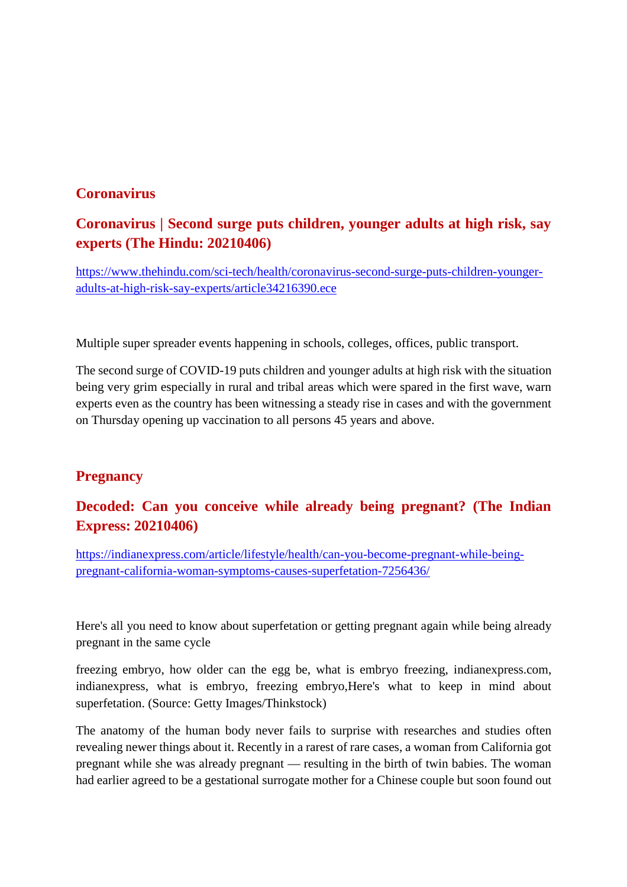## Coronavirus

### Coronavirus | Second surge puts children, younger adults at high risk, say experts (The Hindu: 20210406)

https://www.thehindu.com/sci-tech/health/coronavirus-second-surge-puts-children-younger-adults-at-high-risk-say-experts/article34216390.ece

Multiple super spreader events happening in schools, colleges, offices, public transport.

The second surge of COVID-19 puts children and younger adults at high risk with the situation being very grim especially in rural and tribal areas which were spared in the first wave, warn experts even as the country has been witnessing a steady rise in cases and with the government on Thursday opening up vaccination to all persons 45 years and above.

## Pregnancy

### Decoded: Can you conceive while already being pregnant? (The Indian Express: 20210406)

https://indianexpress.com/article/lifestyle/health/can-you-become-pregnant-while-being-pregnant-california-woman-symptoms-causes-superfetation-7256436/

Here's all you need to know about superfetation or getting pregnant again while being already pregnant in the same cycle

freezing embryo, how older can the egg be, what is embryo freezing, indianexpress.com, indianexpress, what is embryo, freezing embryo,Here's what to keep in mind about superfetation. (Source: Getty Images/Thinkstock)

The anatomy of the human body never fails to surprise with researches and studies often revealing newer things about it. Recently in a rarest of rare cases, a woman from California got pregnant while she was already pregnant — resulting in the birth of twin babies. The woman had earlier agreed to be a gestational surrogate mother for a Chinese couple but soon found out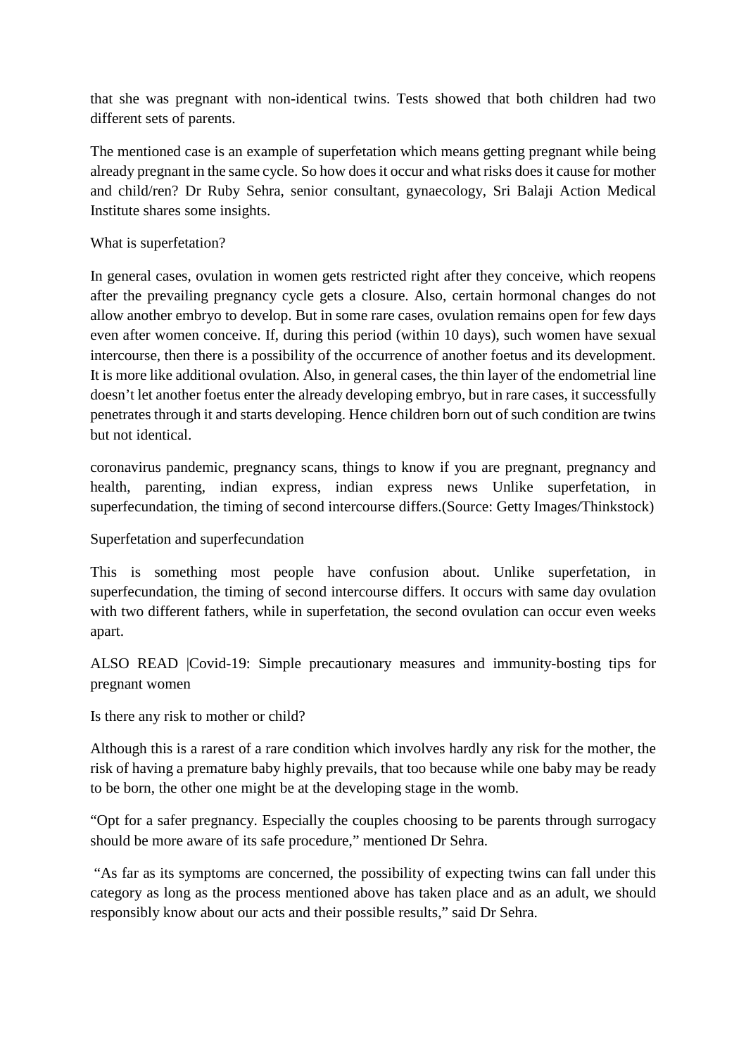that she was pregnant with non-identical twins. Tests showed that both children had two different sets of parents.

The mentioned case is an example of superfetation which means getting pregnant while being already pregnant in the same cycle. So how does it occur and what risks does it cause for mother and child/ren? Dr Ruby Sehra, senior consultant, gynaecology, Sri Balaji Action Medical Institute shares some insights.

What is superfetation?

In general cases, ovulation in women gets restricted right after they conceive, which reopens after the prevailing pregnancy cycle gets a closure. Also, certain hormonal changes do not allow another embryo to develop. But in some rare cases, ovulation remains open for few days even after women conceive. If, during this period (within 10 days), such women have sexual intercourse, then there is a possibility of the occurrence of another foetus and its development. It is more like additional ovulation. Also, in general cases, the thin layer of the endometrial line doesn't let another foetus enter the already developing embryo, but in rare cases, it successfully penetrates through it and starts developing. Hence children born out of such condition are twins but not identical.

coronavirus pandemic, pregnancy scans, things to know if you are pregnant, pregnancy and health, parenting, indian express, indian express news Unlike superfetation, in superfecundation, the timing of second intercourse differs.(Source: Getty Images/Thinkstock)

Superfetation and superfecundation

This is something most people have confusion about. Unlike superfetation, in superfecundation, the timing of second intercourse differs. It occurs with same day ovulation with two different fathers, while in superfetation, the second ovulation can occur even weeks apart.

ALSO READ |Covid-19: Simple precautionary measures and immunity-bosting tips for pregnant women

Is there any risk to mother or child?

Although this is a rarest of a rare condition which involves hardly any risk for the mother, the risk of having a premature baby highly prevails, that too because while one baby may be ready to be born, the other one might be at the developing stage in the womb.

"Opt for a safer pregnancy. Especially the couples choosing to be parents through surrogacy should be more aware of its safe procedure," mentioned Dr Sehra.

"As far as its symptoms are concerned, the possibility of expecting twins can fall under this category as long as the process mentioned above has taken place and as an adult, we should responsibly know about our acts and their possible results," said Dr Sehra.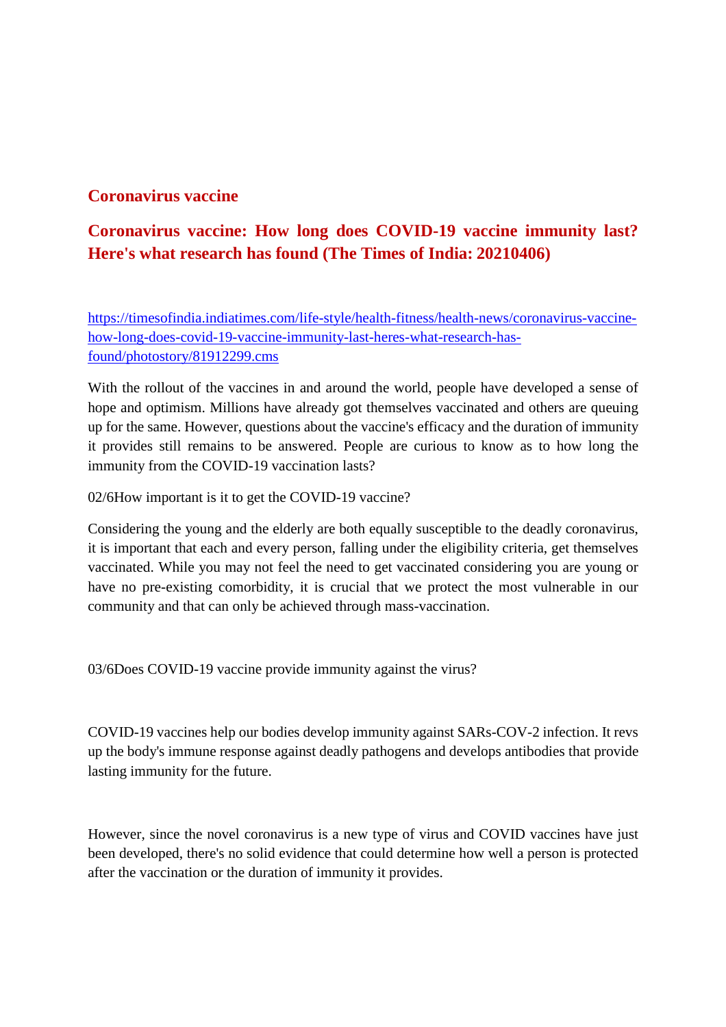## Coronavirus vaccine

## Coronavirus vaccine: How long does COVID-19 vaccine immunity last? Here's what research has found (The Times of India: 20210406)

https://timesofindia.indiatimes.com/life-style/health-fitness/health-news/coronavirus-vaccine-how-long-does-covid-19-vaccine-immunity-last-heres-what-research-has-found/photostory/81912299.cms

With the rollout of the vaccines in and around the world, people have developed a sense of hope and optimism. Millions have already got themselves vaccinated and others are queuing up for the same. However, questions about the vaccine's efficacy and the duration of immunity it provides still remains to be answered. People are curious to know as to how long the immunity from the COVID-19 vaccination lasts?

02/6How important is it to get the COVID-19 vaccine?

Considering the young and the elderly are both equally susceptible to the deadly coronavirus, it is important that each and every person, falling under the eligibility criteria, get themselves vaccinated. While you may not feel the need to get vaccinated considering you are young or have no pre-existing comorbidity, it is crucial that we protect the most vulnerable in our community and that can only be achieved through mass-vaccination.

03/6Does COVID-19 vaccine provide immunity against the virus?

COVID-19 vaccines help our bodies develop immunity against SARs-COV-2 infection. It revs up the body's immune response against deadly pathogens and develops antibodies that provide lasting immunity for the future.

However, since the novel coronavirus is a new type of virus and COVID vaccines have just been developed, there's no solid evidence that could determine how well a person is protected after the vaccination or the duration of immunity it provides.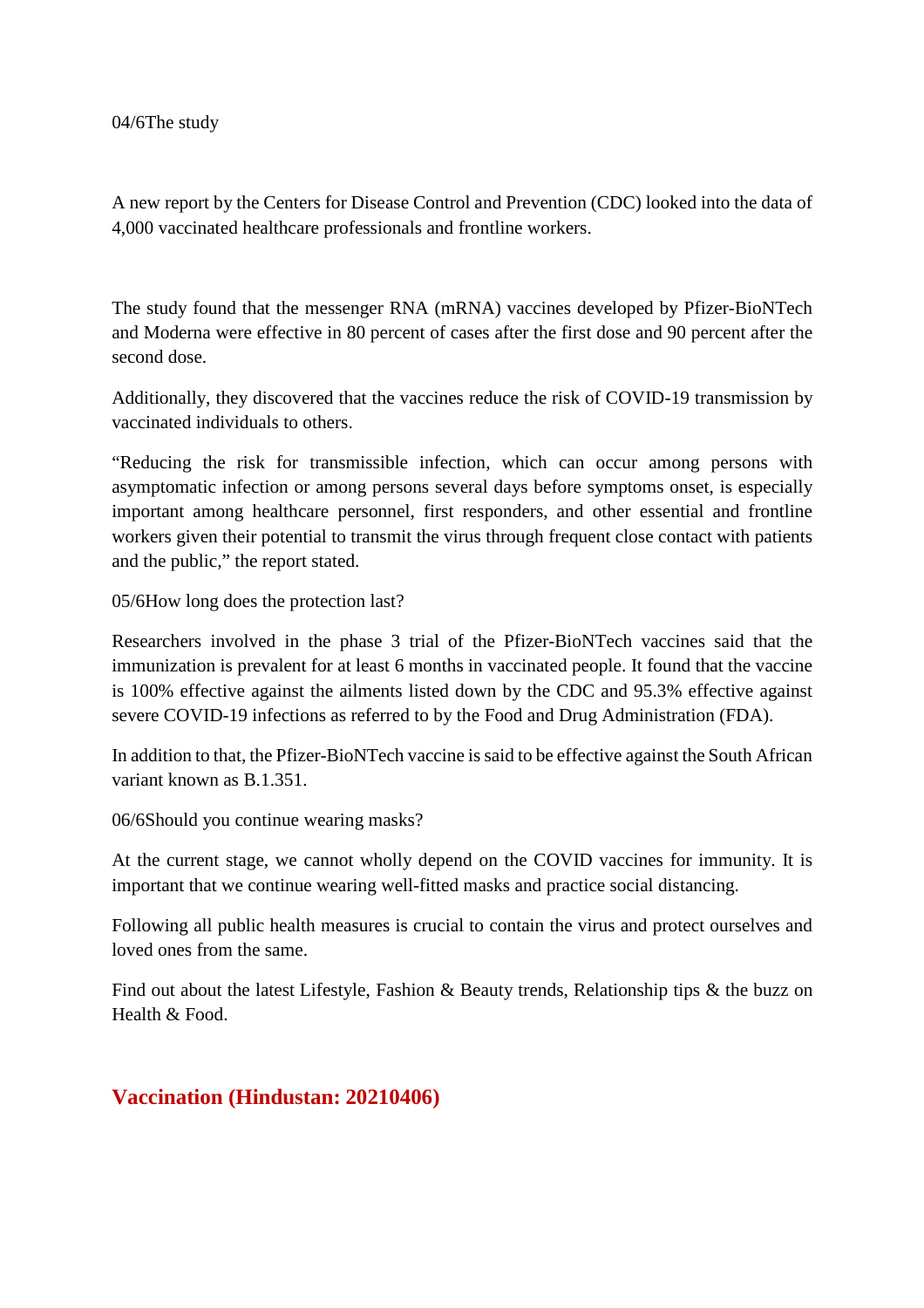04/6The study

A new report by the Centers for Disease Control and Prevention (CDC) looked into the data of 4,000 vaccinated healthcare professionals and frontline workers.

The study found that the messenger RNA (mRNA) vaccines developed by Pfizer-BioNTech and Moderna were effective in 80 percent of cases after the first dose and 90 percent after the second dose.

Additionally, they discovered that the vaccines reduce the risk of COVID-19 transmission by vaccinated individuals to others.

"Reducing the risk for transmissible infection, which can occur among persons with asymptomatic infection or among persons several days before symptoms onset, is especially important among healthcare personnel, first responders, and other essential and frontline workers given their potential to transmit the virus through frequent close contact with patients and the public," the report stated.

05/6How long does the protection last?

Researchers involved in the phase 3 trial of the Pfizer-BioNTech vaccines said that the immunization is prevalent for at least 6 months in vaccinated people. It found that the vaccine is 100% effective against the ailments listed down by the CDC and 95.3% effective against severe COVID-19 infections as referred to by the Food and Drug Administration (FDA).

In addition to that, the Pfizer-BioNTech vaccine is said to be effective against the South African variant known as B.1.351.

06/6Should you continue wearing masks?

At the current stage, we cannot wholly depend on the COVID vaccines for immunity. It is important that we continue wearing well-fitted masks and practice social distancing.

Following all public health measures is crucial to contain the virus and protect ourselves and loved ones from the same.

Find out about the latest Lifestyle, Fashion & Beauty trends, Relationship tips & the buzz on Health & Food.

## **Vaccination (Hindustan: 20210406)**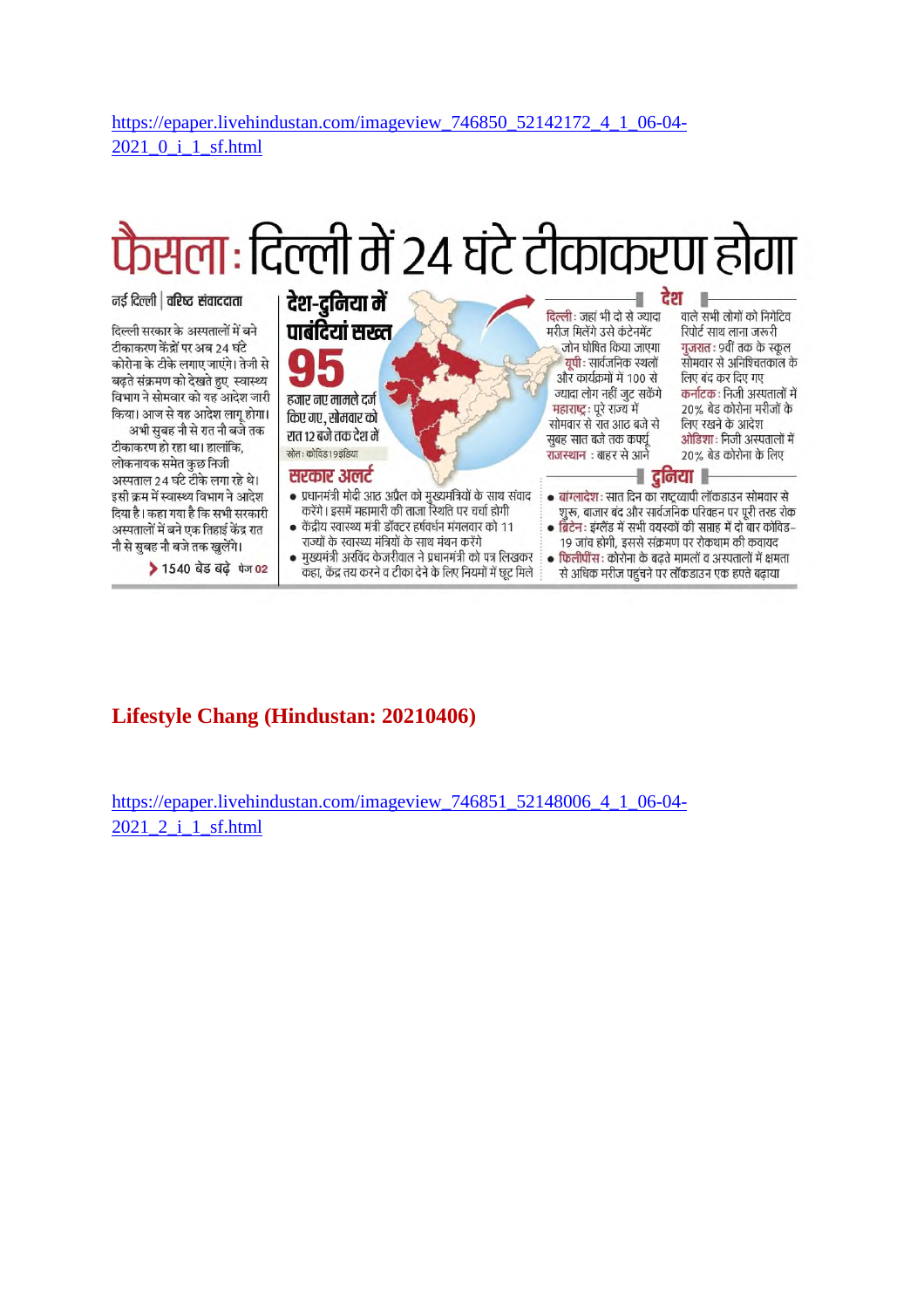https://epaper.livehindustan.com/imageview_746850_52142172_4_1_06-04-2021_0_i_1_sf.html

# फैसला : दिल्ली में 24 घंटे टीकाकरण होगा

नई दिल्ली | वरिष्ठ संवाददाता

दिल्ली सरकार के अस्पतालों में बने टीकाकरण केंद्रों पर अब 24 घंटे कोरोना के टीके लगाए जाएंगे। तेजी से बढ़ते संक्रमण को देखते हुए स्वास्थ्य विभाग ने सोमवार को यह आदेश जारी किया। आज से यह आदेश लागू होगा।

अभी सुबह नौ से रात नौ बजे तक टीकाकरण हो रहा था। हालांकि, लोकनायक समेत कुछ निजी अस्पताल 24 घंटे टीके लगा रहे थे। इसी क्रम में स्वास्थ्य विभाग ने आदेश दिया है। कहा गया है कि सभी सरकारी अस्पतालों में बने एक तिहाई केंद्र रात नौ से सुबह नौ बजे तक खुलेंगे।

› 1540 बेड बढ़े पेज 02

## देश-दुनिया में पाबंदियां सख्त

**95** हजार नए मामले दर्ज किए गए, सोमवार को रात 12 बजे तक देश में

स्रोत : कोविड19इंडिया

## सरकार अलर्ट

- प्रधानमंत्री मोदी आठ अप्रैल को मुख्यमंत्रियों के साथ संवाद करेंगे। इसमें महामारी की ताजा स्थिति पर चर्चा होगी
- केंद्रीय स्वास्थ्य मंत्री डॉक्टर हर्षवर्धन मंगलवार को 11 राज्यों के स्वास्थ्य मंत्रियों के साथ मंथन करेंगे
- मुख्यमंत्री अरविंद केजरीवाल ने प्रधानमंत्री को पत्र लिखकर कहा, केंद्र तय करने व टीका देने के लिए नियमों में छूट मिले

## देश

**दिल्ली :** जहां भी दो से ज्यादा मरीज मिलेंगे उसे कंटेनमेंट जोन घोषित किया जाएगा

**यूपी :** सार्वजनिक स्थलों और कार्यक्रमों में 100 से ज्यादा लोग नहीं जुट सकेंगे

**महाराष्ट्र :** पूरे राज्य में सोमवार से रात आठ बजे से सुबह सात बजे तक कर्फ्यू

**राजस्थान :** बाहर से आने वाले सभी लोगों को निगेटिव रिपोर्ट साथ लाना जरूरी

**गुजरात :** 9वीं तक के स्कूल सोमवार से अनिश्चितकाल के लिए बंद कर दिए गए

**कर्नाटक :** निजी अस्पतालों में 20% बेड कोरोना मरीजों के लिए रखने के आदेश

**ओडिशा :** निजी अस्पतालों में 20% बेड कोरोना के लिए

## दुनिया

- **बांग्लादेश :** सात दिन का राष्ट्रव्यापी लॉकडाउन सोमवार से शुरू, बाजार बंद और सार्वजनिक परिवहन पर पूरी तरह रोक
- **ब्रिटेन :** इंग्लैंड में सभी वयस्कों की सप्ताह में दो बार कोविड-19 जांच होगी, इससे संक्रमण पर रोकथाम की कवायद
- **फिलीपींस :** कोरोना के बढ़ते मामलों व अस्पतालों में क्षमता से अधिक मरीज पहुंचने पर लॉकडाउन एक हफ्ते बढ़ाया

## Lifestyle Chang (Hindustan: 20210406)

https://epaper.livehindustan.com/imageview_746851_52148006_4_1_06-04-2021_2_i_1_sf.html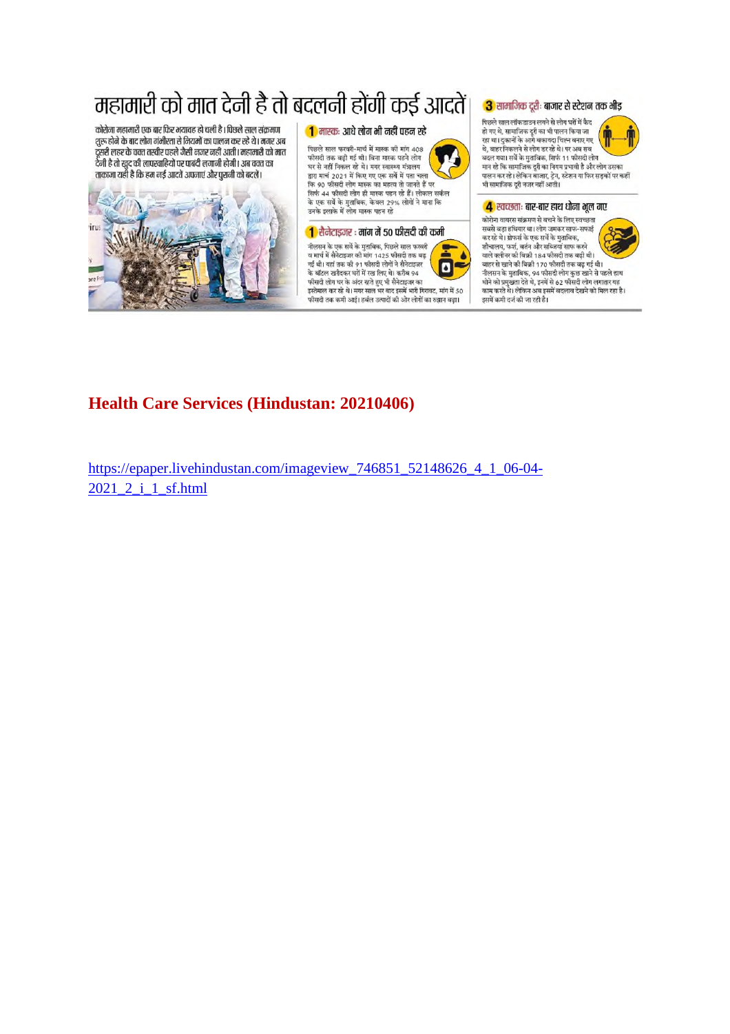# महामारी को मात देनी है तो बदलनी होंगी कई आदतें

कोरोना महामारी एक बार फिर भयावह हो चली है। पिछले साल संक्रमण शुरू होने के बाद लोग गंभीरता से नियमों का पालन कर रहे थे। मगर अब दूसरी लहर के वक्त तस्वीर पहले जैसी नजर नहीं आती। महामारी को मात देनी है तो खुद की लापरवाहियों पर पाबंदी लगानी होगी। अब वक्त का तकाजा यही है कि हम नई आदतें अपनाएं और पुरानी को बदलें।

## 1 मास्कः आधे लोग भी नहीं पहन रहे

पिछले साल फरवरी-मार्च में मास्क की मांग 408 फीसदी तक बढ़ी गई थी। बिना मास्क पहने लोग घर से नहीं निकल रहे थे। मगर स्वास्थ्य मंत्रालय द्वारा मार्च 2021 में किए गए एक सर्वे में पता चला कि 90 फीसदी लोग मास्क का महत्व तो जानते हैं पर सिर्फ 44 फीसदी लोग ही मास्क पहन रहे हैं। लोकल सर्कल के एक सर्वे के मुताबिक, केवल 29% लोगों ने माना कि उनके इलाके में लोग मास्क पहन रहे

## 1 सैनेटाइजर : मांग में 50 फीसदी की कमी

नीलसन के एक सर्वे के मुताबिक, पिछले साल फरवरी व मार्च में सैनेटाइजर की मांग 1425 फीसदी तक बढ़ गई थी। यहां तक की 91 फीसदी लोगों ने सैनेटाइजर के बोतल खरीदकर घरों में रख लिए थे। करीब 94 फीसदी लोग घर के अंदर रहते हुए भी सैनेटाइजर का इस्तेमाल कर रहे थे। मगर साल भर बाद इसमें भारी गिरावट, मांग में 50 फीसदी तक कमी आई। हर्बल उत्पादों की ओर लोगों का रुझान बढ़ा।

## 3 सामाजिक दूरीः बाजार से स्टेशन तक भीड़

पिछले साल लॉकडाउन लगने से लोग घरों में कैद हो गए थे, सामाजिक दूरी का भी पालन किया जा रहा था। दुकानों के आगे बकायदा सिस्टम बनाए गए थे, बाहर निकलने से लोग डर रहे थे। पर अब सब बदल गया। सर्वे के मुताबिक, सिर्फ 11 फीसदी लोग मान रहे कि सामाजिक दूरी का नियम प्रभावी है और लोग उसका पालन कर रहे। लेकिन बाजार, ट्रेन, स्टेशन या फिर सड़कों पर कहीं भी सामाजिक दूरी नजर नहीं आती।

## 4 स्वच्छताः बार-बार हाथ धोना भूल गए

कोरोना वायरस संक्रमण से बचने के लिए स्वच्छता सबसे बड़ा हथियार था। लोग जमकर साफ-सफाई कर रहे थे। ग्रोफर्स के एक सर्वे के मुताबिक, शौचालय, फर्श, बर्तन और सब्जियां साफ करने वाले क्लीनर की बिक्री 184 फीसदी तक बढ़ी थी। बाहर से खाने की बिक्री 170 फीसदी तक बढ़ गई थी। नीलसन के मुताबिक, 94 फीसदी लोग कुछ खाने से पहले हाथ धोने को प्रमुखता देते थे, इनमें से 62 फीसदी लोग लगातार यह काम करते थे। लेकिन अब इसमें बदलाव देखने को मिल रहा है। इसमें कमी दर्ज की जा रही है।

**Health Care Services (Hindustan: 20210406)**

https://epaper.livehindustan.com/imageview_746851_52148626_4_1_06-04-2021_2_i_1_sf.html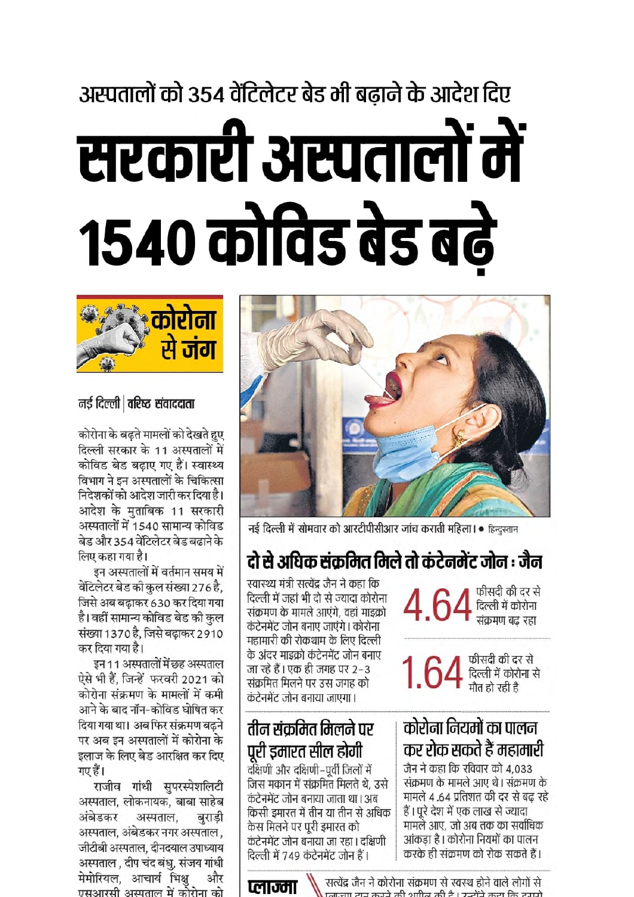### अस्पतालों को 354 वेंटिलेटर बेड भी बढ़ाने के आदेश दिए

# सरकारी अस्पतालों में 1540 कोविड बेड बढ़े

**कोरोना से जंग**

**नई दिल्ली | वरिष्ठ संवाददाता**

कोरोना के बढ़ते मामलों को देखते हुए दिल्ली सरकार के 11 अस्पतालों में कोविड बेड बढ़ाए गए हैं। स्वास्थ्य विभाग ने इन अस्पतालों के चिकित्सा निदेशकों को आदेश जारी कर दिया है। आदेश के मुताबिक 11 सरकारी अस्पतालों में 1540 सामान्य कोविड बेड और 354 वेंटिलेटर बेड बढ़ाने के लिए कहा गया है।

इन अस्पतालों में वर्तमान समय में वेंटिलेटर बेड की कुल संख्या 276 है, जिसे अब बढ़ाकर 630 कर दिया गया है। वहीं सामान्य कोविड बेड की कुल संख्या 1370 है, जिसे बढ़ाकर 2910 कर दिया गया है।

इन 11 अस्पतालों में छह अस्पताल ऐसे भी हैं, जिन्हें फरवरी 2021 को कोरोना संक्रमण के मामलों में कमी आने के बाद नॉन-कोविड घोषित कर दिया गया था। अब फिर संक्रमण बढ़ने पर अब इन अस्पतालों में कोरोना के इलाज के लिए बेड आरक्षित कर दिए गए हैं।

राजीव गांधी सुपरस्पेशलिटी अस्पताल, लोकनायक, बाबा साहेब अंबेडकर अस्पताल, बुराड़ी अस्पताल, अंबेडकर नगर अस्पताल, जीटीबी अस्पताल, दीनदयाल उपाध्याय अस्पताल, दीप चंद बंधु, संजय गांधी मेमोरियल, आचार्य भिक्षु और एसआरसी अस्पताल में कोरोना को

नई दिल्ली में सोमवार को आरटीपीसीआर जांच कराती महिला। ● हिन्दुस्तान

## दो से अधिक संक्रमित मिले तो कंटेनमेंट जोन : जैन

स्वास्थ्य मंत्री सत्येंद्र जैन ने कहा कि दिल्ली में जहां भी दो से ज्यादा कोरोना संक्रमण के मामले आएंगे, वहां माइक्रो कंटेनमेंट जोन बनाए जाएंगे। कोरोना महामारी की रोकथाम के लिए दिल्ली के अंदर माइक्रो कंटेनमेंट जोन बनाए जा रहे हैं। एक ही जगह पर 2-3 संक्रमित मिलने पर उस जगह को कंटेनमेंट जोन बनाया जाएगा।

**4.64** फीसदी की दर से दिल्ली में कोरोना संक्रमण बढ़ रहा

**1.64** फीसदी की दर से दिल्ली में कोरोना से मौत हो रही है

### तीन संक्रमित मिलने पर पूरी इमारत सील होगी

दक्षिणी और दक्षिणी-पूर्वी जिलों में जिस मकान में संक्रमित मिलते थे, उसे कंटेनमेंट जोन बनाया जाता था। अब किसी इमारत में तीन या तीन से अधिक केस मिलने पर पूरी इमारत को कंटेनमेंट जोन बनाया जा रहा। दक्षिणी दिल्ली में 749 कंटेनमेंट जोन हैं।

### कोरोना नियमों का पालन कर रोक सकते हैं महामारी

जैन ने कहा कि रविवार को 4,033 संक्रमण के मामले आए थे। संक्रमण के मामले 4.64 प्रतिशत की दर से बढ़ रहे हैं। पूरे देश में एक लाख से ज्यादा मामले आए, जो अब तक का सर्वाधिक आंकड़ा है। कोरोना नियमों का पालन करके ही संक्रमण को रोक सकते हैं।

**प्लाज्मा** सत्येंद्र जैन ने कोरोना संक्रमण से स्वस्थ होने वाले लोगों से प्लाज्मा दान करने की अपील की है। उन्होंने कहा कि हमारे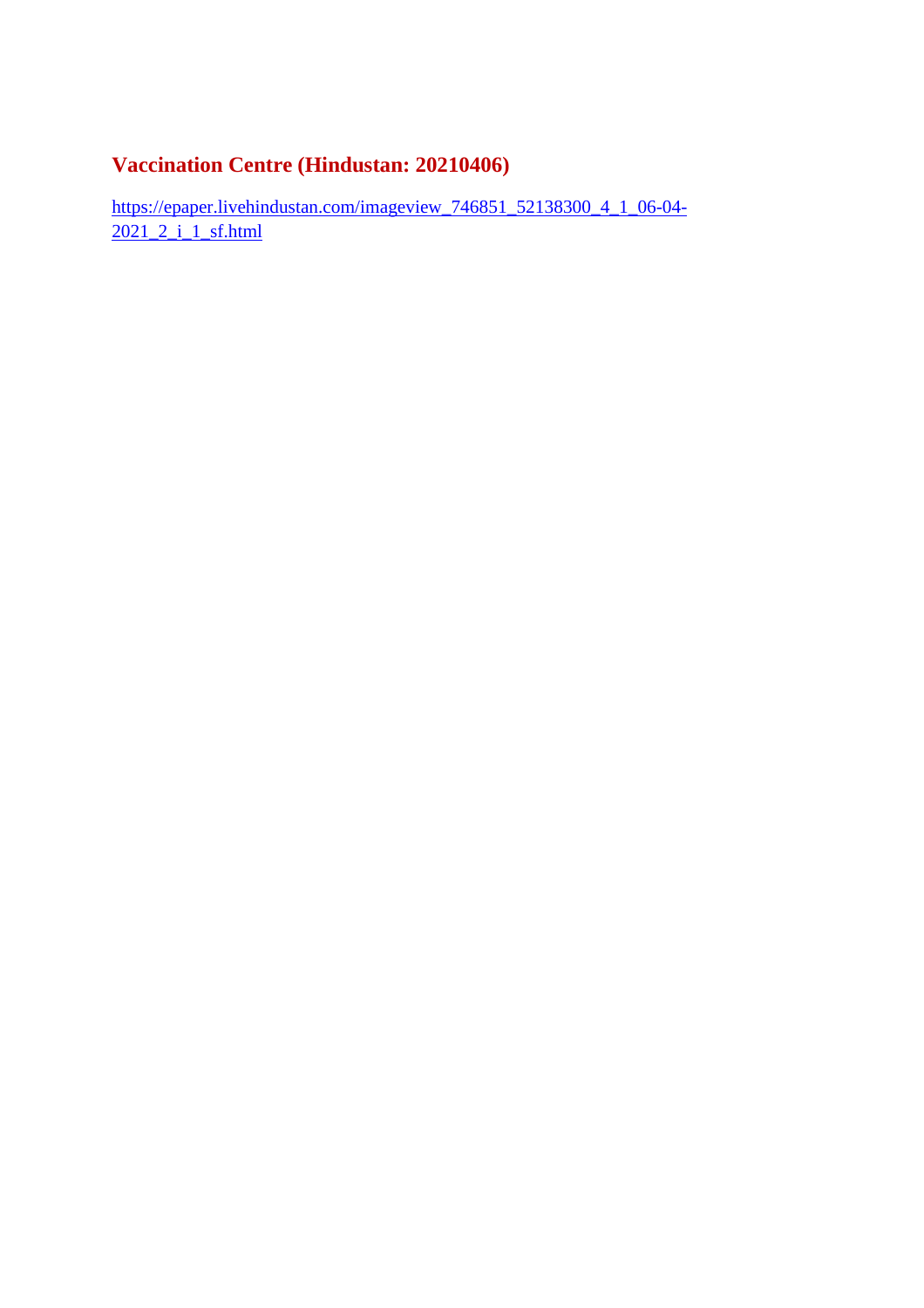## Vaccination Centre (Hindustan: 20210406)

https://epaper.livehindustan.com/imageview_746851_52138300_4_1_06-04-2021_2_i_1_sf.html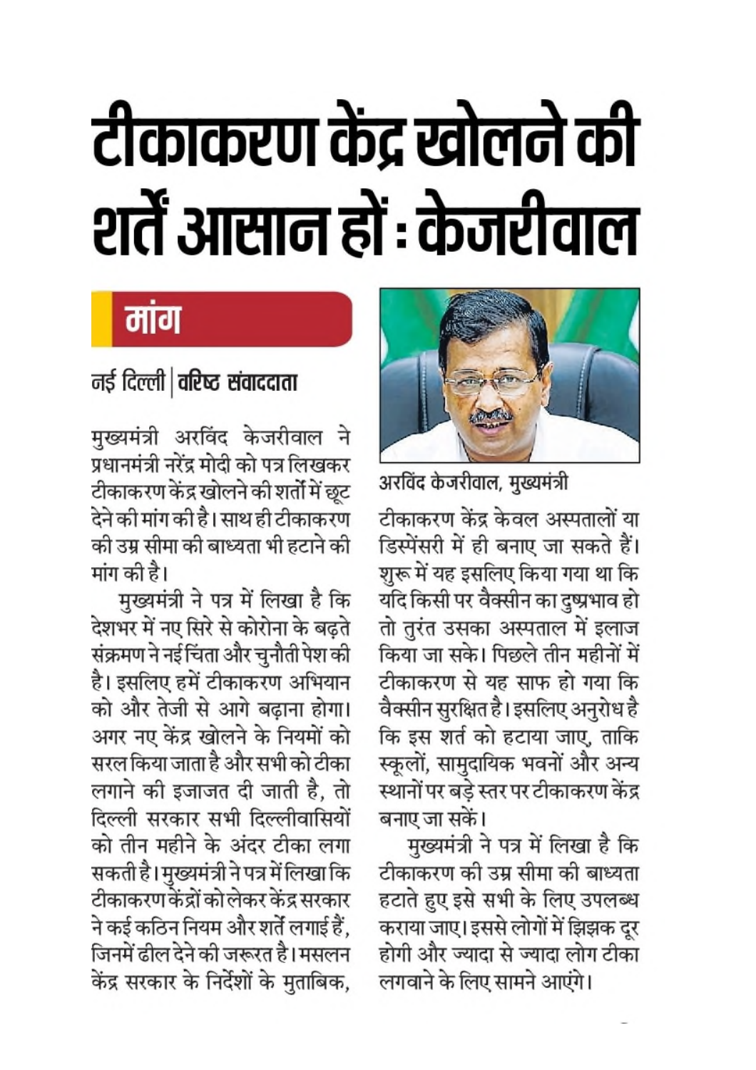# टीकाकरण केंद्र खोलने की शर्तें आसान हों : केजरीवाल

## मांग

नई दिल्ली | **वरिष्ठ संवाददाता**

मुख्यमंत्री अरविंद केजरीवाल ने प्रधानमंत्री नरेंद्र मोदी को पत्र लिखकर टीकाकरण केंद्र खोलने की शर्तों में छूट देने की मांग की है। साथ ही टीकाकरण की उम्र सीमा की बाध्यता भी हटाने की मांग की है।

मुख्यमंत्री ने पत्र में लिखा है कि देशभर में नए सिरे से कोरोना के बढ़ते संक्रमण ने नई चिंता और चुनौती पेश की है। इसलिए हमें टीकाकरण अभियान को और तेजी से आगे बढ़ाना होगा। अगर नए केंद्र खोलने के नियमों को सरल किया जाता है और सभी को टीका लगाने की इजाजत दी जाती है, तो दिल्ली सरकार सभी दिल्लीवासियों को तीन महीने के अंदर टीका लगा सकती है। मुख्यमंत्री ने पत्र में लिखा कि टीकाकरण केंद्रों को लेकर केंद्र सरकार ने कई कठिन नियम और शर्तें लगाई हैं, जिनमें ढील देने की जरूरत है। मसलन केंद्र सरकार के निर्देशों के मुताबिक, टीकाकरण केंद्र केवल अस्पतालों या डिस्पेंसरी में ही बनाए जा सकते हैं। शुरू में यह इसलिए किया गया था कि यदि किसी पर वैक्सीन का दुष्प्रभाव हो तो तुरंत उसका अस्पताल में इलाज किया जा सके। पिछले तीन महीनों में टीकाकरण से यह साफ हो गया कि वैक्सीन सुरक्षित है। इसलिए अनुरोध है कि इस शर्त को हटाया जाए, ताकि स्कूलों, सामुदायिक भवनों और अन्य स्थानों पर बड़े स्तर पर टीकाकरण केंद्र बनाए जा सकें।

अरविंद केजरीवाल, मुख्यमंत्री

मुख्यमंत्री ने पत्र में लिखा है कि टीकाकरण की उम्र सीमा की बाध्यता हटाते हुए इसे सभी के लिए उपलब्ध कराया जाए। इससे लोगों में झिझक दूर होगी और ज्यादा से ज्यादा लोग टीका लगवाने के लिए सामने आएंगे।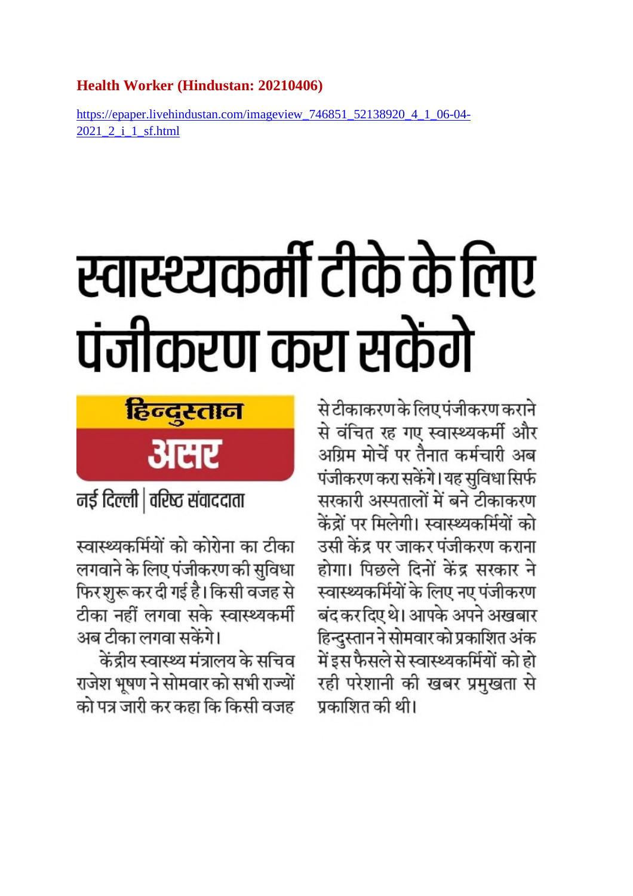**Health Worker (Hindustan: 20210406)**

https://epaper.livehindustan.com/imageview_746851_52138920_4_1_06-04-2021_2_i_1_sf.html

# स्वास्थ्यकर्मी टीके के लिए पंजीकरण करा सकेंगे

**हिन्दुस्तान असर**

नई दिल्ली | वरिष्ठ संवाददाता

स्वास्थ्यकर्मियों को कोरोना का टीका लगवाने के लिए पंजीकरण की सुविधा फिर शुरू कर दी गई है। किसी वजह से टीका नहीं लगवा सके स्वास्थ्यकर्मी अब टीका लगवा सकेंगे।

केंद्रीय स्वास्थ्य मंत्रालय के सचिव राजेश भूषण ने सोमवार को सभी राज्यों को पत्र जारी कर कहा कि किसी वजह से टीकाकरण के लिए पंजीकरण कराने से वंचित रह गए स्वास्थ्यकर्मी और अग्रिम मोर्चे पर तैनात कर्मचारी अब पंजीकरण करा सकेंगे। यह सुविधा सिर्फ सरकारी अस्पतालों में बने टीकाकरण केंद्रों पर मिलेगी। स्वास्थ्यकर्मियों को उसी केंद्र पर जाकर पंजीकरण कराना होगा। पिछले दिनों केंद्र सरकार ने स्वास्थ्यकर्मियों के लिए नए पंजीकरण बंद कर दिए थे। आपके अपने अखबार हिन्दुस्तान ने सोमवार को प्रकाशित अंक में इस फैसले से स्वास्थ्यकर्मियों को हो रही परेशानी की खबर प्रमुखता से प्रकाशित की थी।